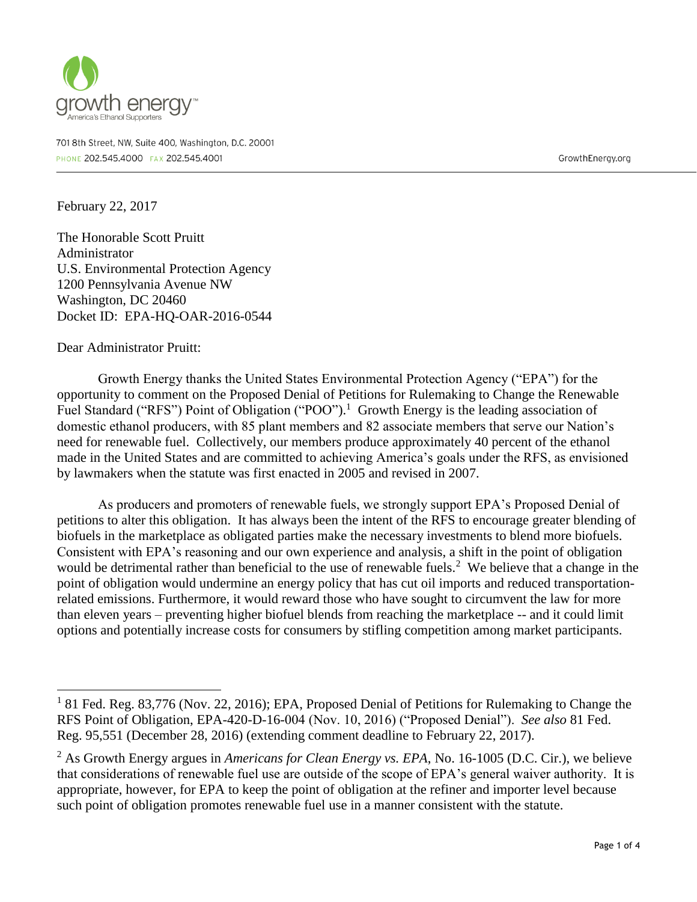growth energy™
America's Ethanol Supporters

701 8th Street, NW, Suite 400, Washington, D.C. 20001
PHONE 202.545.4000 FAX 202.545.4001

GrowthEnergy.org

February 22, 2017

The Honorable Scott Pruitt
Administrator
U.S. Environmental Protection Agency
1200 Pennsylvania Avenue NW
Washington, DC 20460
Docket ID: EPA-HQ-OAR-2016-0544

Dear Administrator Pruitt:

Growth Energy thanks the United States Environmental Protection Agency ("EPA") for the opportunity to comment on the Proposed Denial of Petitions for Rulemaking to Change the Renewable Fuel Standard ("RFS") Point of Obligation ("POO").[1] Growth Energy is the leading association of domestic ethanol producers, with 85 plant members and 82 associate members that serve our Nation's need for renewable fuel. Collectively, our members produce approximately 40 percent of the ethanol made in the United States and are committed to achieving America's goals under the RFS, as envisioned by lawmakers when the statute was first enacted in 2005 and revised in 2007.

As producers and promoters of renewable fuels, we strongly support EPA's Proposed Denial of petitions to alter this obligation. It has always been the intent of the RFS to encourage greater blending of biofuels in the marketplace as obligated parties make the necessary investments to blend more biofuels. Consistent with EPA's reasoning and our own experience and analysis, a shift in the point of obligation would be detrimental rather than beneficial to the use of renewable fuels.[2] We believe that a change in the point of obligation would undermine an energy policy that has cut oil imports and reduced transportation-related emissions. Furthermore, it would reward those who have sought to circumvent the law for more than eleven years – preventing higher biofuel blends from reaching the marketplace -- and it could limit options and potentially increase costs for consumers by stifling competition among market participants.

---

[1] 81 Fed. Reg. 83,776 (Nov. 22, 2016); EPA, Proposed Denial of Petitions for Rulemaking to Change the RFS Point of Obligation, EPA-420-D-16-004 (Nov. 10, 2016) ("Proposed Denial"). *See also* 81 Fed. Reg. 95,551 (December 28, 2016) (extending comment deadline to February 22, 2017).

[2] As Growth Energy argues in *Americans for Clean Energy vs. EPA*, No. 16-1005 (D.C. Cir.), we believe that considerations of renewable fuel use are outside of the scope of EPA's general waiver authority. It is appropriate, however, for EPA to keep the point of obligation at the refiner and importer level because such point of obligation promotes renewable fuel use in a manner consistent with the statute.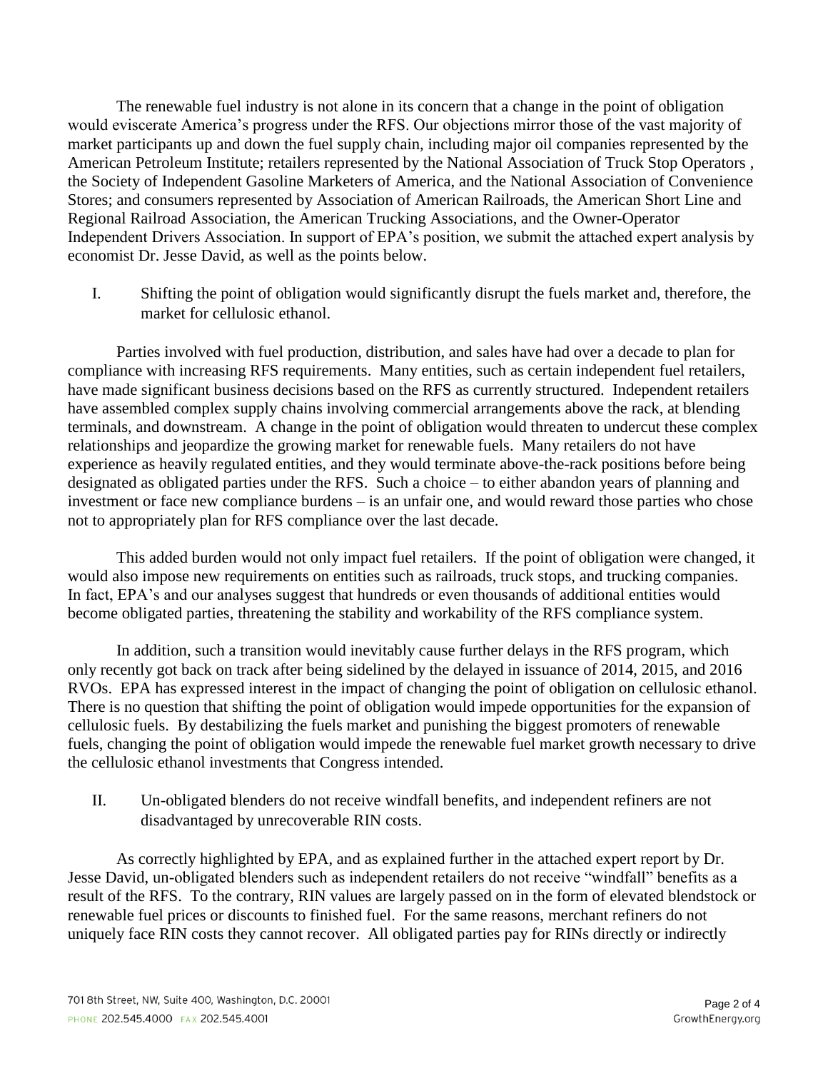The renewable fuel industry is not alone in its concern that a change in the point of obligation would eviscerate America's progress under the RFS. Our objections mirror those of the vast majority of market participants up and down the fuel supply chain, including major oil companies represented by the American Petroleum Institute; retailers represented by the National Association of Truck Stop Operators , the Society of Independent Gasoline Marketers of America, and the National Association of Convenience Stores; and consumers represented by Association of American Railroads, the American Short Line and Regional Railroad Association, the American Trucking Associations, and the Owner-Operator Independent Drivers Association. In support of EPA's position, we submit the attached expert analysis by economist Dr. Jesse David, as well as the points below.

I. Shifting the point of obligation would significantly disrupt the fuels market and, therefore, the market for cellulosic ethanol.

Parties involved with fuel production, distribution, and sales have had over a decade to plan for compliance with increasing RFS requirements. Many entities, such as certain independent fuel retailers, have made significant business decisions based on the RFS as currently structured. Independent retailers have assembled complex supply chains involving commercial arrangements above the rack, at blending terminals, and downstream. A change in the point of obligation would threaten to undercut these complex relationships and jeopardize the growing market for renewable fuels. Many retailers do not have experience as heavily regulated entities, and they would terminate above-the-rack positions before being designated as obligated parties under the RFS. Such a choice – to either abandon years of planning and investment or face new compliance burdens – is an unfair one, and would reward those parties who chose not to appropriately plan for RFS compliance over the last decade.

This added burden would not only impact fuel retailers. If the point of obligation were changed, it would also impose new requirements on entities such as railroads, truck stops, and trucking companies. In fact, EPA's and our analyses suggest that hundreds or even thousands of additional entities would become obligated parties, threatening the stability and workability of the RFS compliance system.

In addition, such a transition would inevitably cause further delays in the RFS program, which only recently got back on track after being sidelined by the delayed in issuance of 2014, 2015, and 2016 RVOs. EPA has expressed interest in the impact of changing the point of obligation on cellulosic ethanol. There is no question that shifting the point of obligation would impede opportunities for the expansion of cellulosic fuels. By destabilizing the fuels market and punishing the biggest promoters of renewable fuels, changing the point of obligation would impede the renewable fuel market growth necessary to drive the cellulosic ethanol investments that Congress intended.

II. Un-obligated blenders do not receive windfall benefits, and independent refiners are not disadvantaged by unrecoverable RIN costs.

As correctly highlighted by EPA, and as explained further in the attached expert report by Dr. Jesse David, un-obligated blenders such as independent retailers do not receive "windfall" benefits as a result of the RFS. To the contrary, RIN values are largely passed on in the form of elevated blendstock or renewable fuel prices or discounts to finished fuel. For the same reasons, merchant refiners do not uniquely face RIN costs they cannot recover. All obligated parties pay for RINs directly or indirectly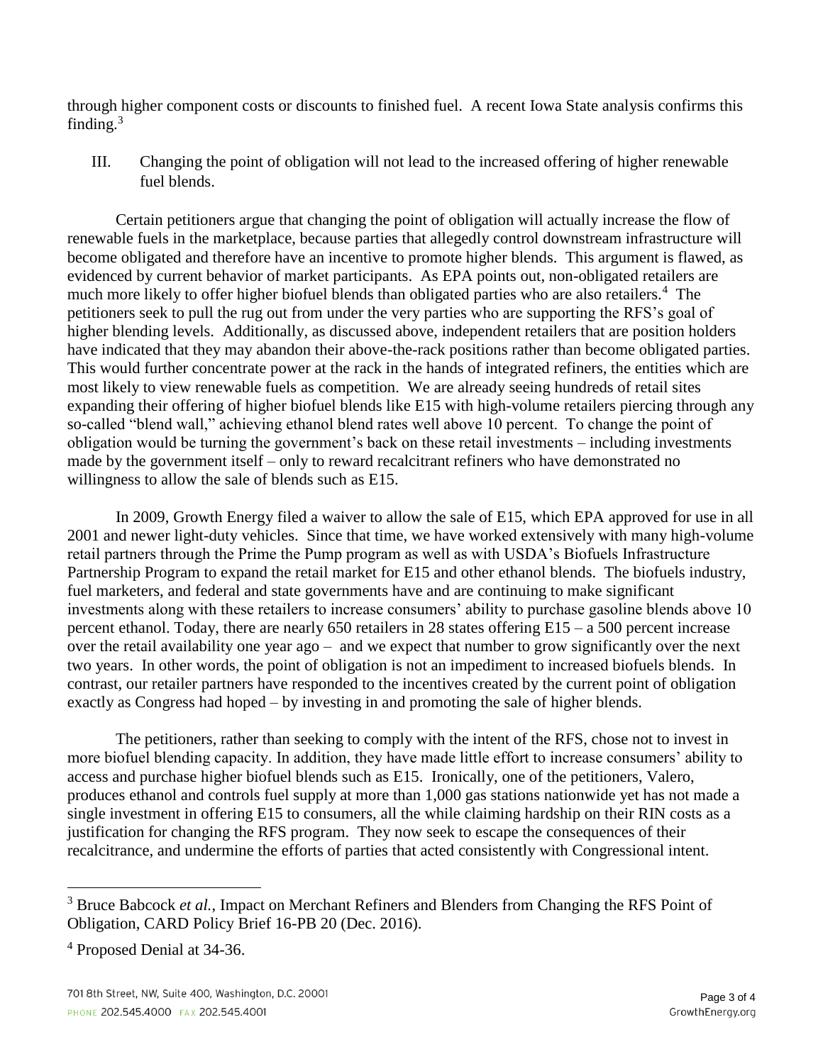through higher component costs or discounts to finished fuel. A recent Iowa State analysis confirms this finding.[3]

III. Changing the point of obligation will not lead to the increased offering of higher renewable fuel blends.

Certain petitioners argue that changing the point of obligation will actually increase the flow of renewable fuels in the marketplace, because parties that allegedly control downstream infrastructure will become obligated and therefore have an incentive to promote higher blends. This argument is flawed, as evidenced by current behavior of market participants. As EPA points out, non-obligated retailers are much more likely to offer higher biofuel blends than obligated parties who are also retailers.[4] The petitioners seek to pull the rug out from under the very parties who are supporting the RFS's goal of higher blending levels. Additionally, as discussed above, independent retailers that are position holders have indicated that they may abandon their above-the-rack positions rather than become obligated parties. This would further concentrate power at the rack in the hands of integrated refiners, the entities which are most likely to view renewable fuels as competition. We are already seeing hundreds of retail sites expanding their offering of higher biofuel blends like E15 with high-volume retailers piercing through any so-called "blend wall," achieving ethanol blend rates well above 10 percent. To change the point of obligation would be turning the government's back on these retail investments – including investments made by the government itself – only to reward recalcitrant refiners who have demonstrated no willingness to allow the sale of blends such as E15.

In 2009, Growth Energy filed a waiver to allow the sale of E15, which EPA approved for use in all 2001 and newer light-duty vehicles. Since that time, we have worked extensively with many high-volume retail partners through the Prime the Pump program as well as with USDA's Biofuels Infrastructure Partnership Program to expand the retail market for E15 and other ethanol blends. The biofuels industry, fuel marketers, and federal and state governments have and are continuing to make significant investments along with these retailers to increase consumers' ability to purchase gasoline blends above 10 percent ethanol. Today, there are nearly 650 retailers in 28 states offering E15 – a 500 percent increase over the retail availability one year ago – and we expect that number to grow significantly over the next two years. In other words, the point of obligation is not an impediment to increased biofuels blends. In contrast, our retailer partners have responded to the incentives created by the current point of obligation exactly as Congress had hoped – by investing in and promoting the sale of higher blends.

The petitioners, rather than seeking to comply with the intent of the RFS, chose not to invest in more biofuel blending capacity. In addition, they have made little effort to increase consumers' ability to access and purchase higher biofuel blends such as E15. Ironically, one of the petitioners, Valero, produces ethanol and controls fuel supply at more than 1,000 gas stations nationwide yet has not made a single investment in offering E15 to consumers, all the while claiming hardship on their RIN costs as a justification for changing the RFS program. They now seek to escape the consequences of their recalcitrance, and undermine the efforts of parties that acted consistently with Congressional intent.

[3] Bruce Babcock *et al.*, Impact on Merchant Refiners and Blenders from Changing the RFS Point of Obligation, CARD Policy Brief 16-PB 20 (Dec. 2016).

[4] Proposed Denial at 34-36.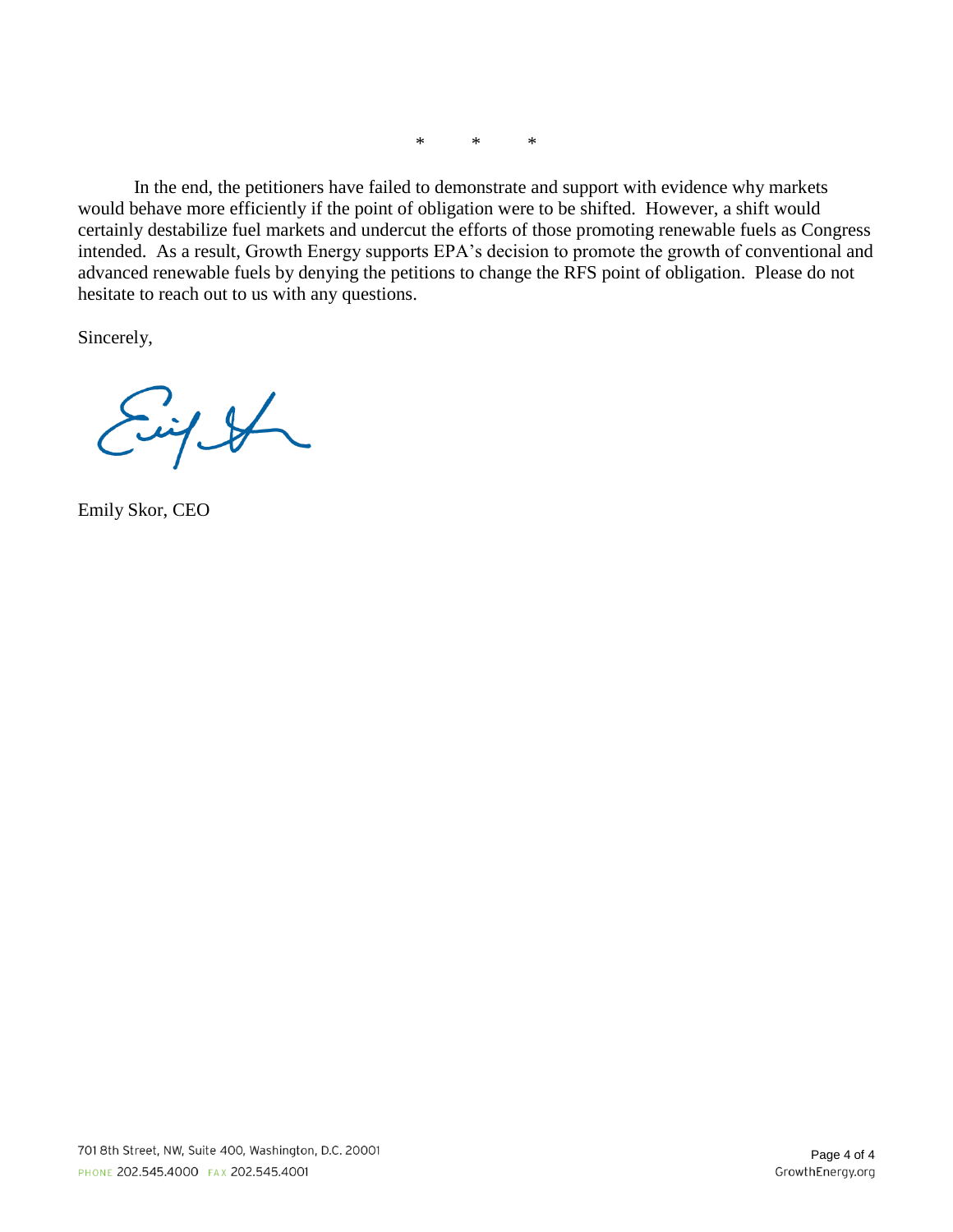\*        \*        \*

In the end, the petitioners have failed to demonstrate and support with evidence why markets would behave more efficiently if the point of obligation were to be shifted. However, a shift would certainly destabilize fuel markets and undercut the efforts of those promoting renewable fuels as Congress intended. As a result, Growth Energy supports EPA's decision to promote the growth of conventional and advanced renewable fuels by denying the petitions to change the RFS point of obligation. Please do not hesitate to reach out to us with any questions.

Sincerely,

Emily Skor, CEO

701 8th Street, NW, Suite 400, Washington, D.C. 20001
PHONE 202.545.4000 FAX 202.545.4001
GrowthEnergy.org